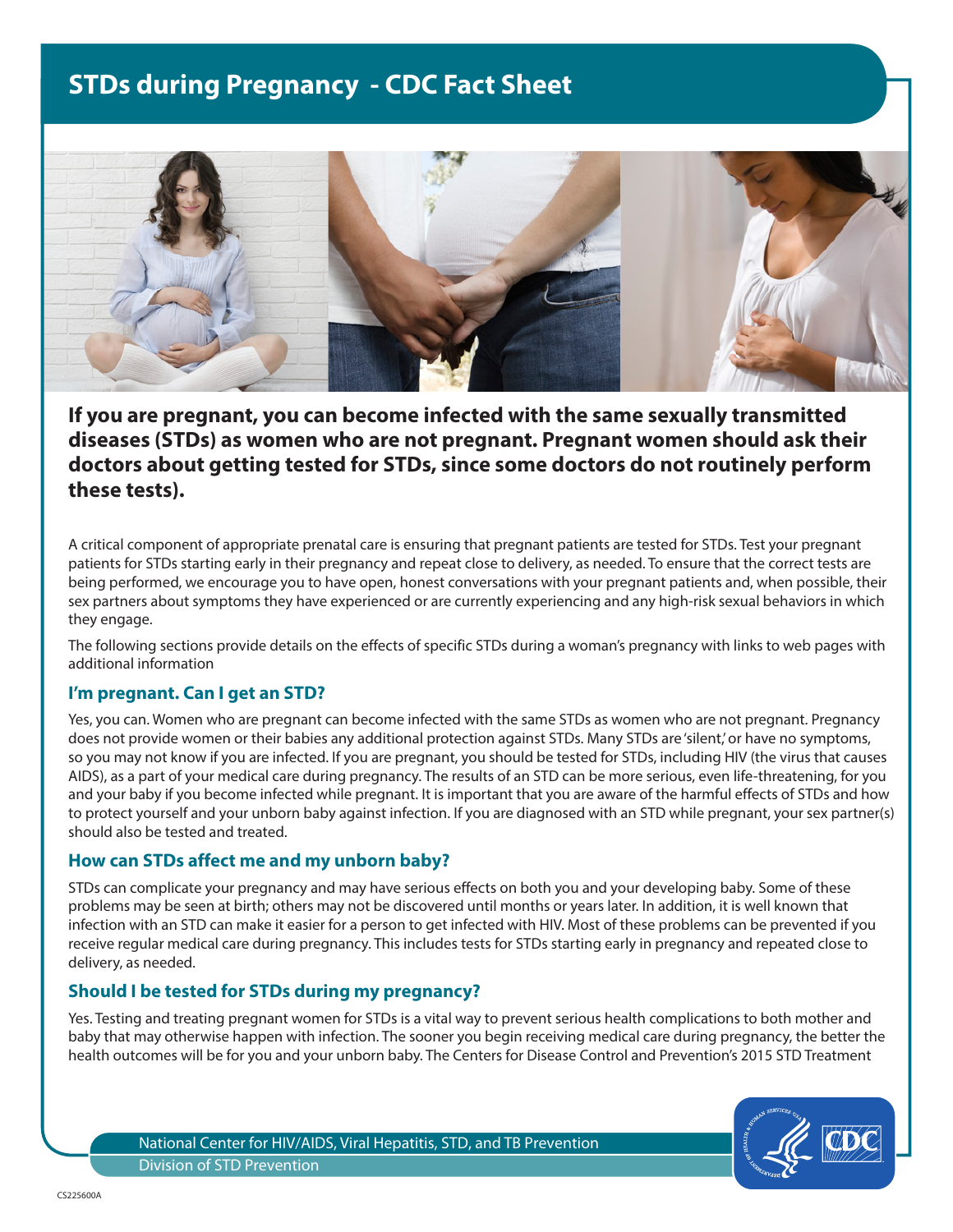# STDs during Pregnancy - CDC Fact Sheet

**If you are pregnant, you can become infected with the same sexually transmitted diseases (STDs) as women who are not pregnant. Pregnant women should ask their doctors about getting tested for STDs, since some doctors do not routinely perform these tests).**

A critical component of appropriate prenatal care is ensuring that pregnant patients are tested for STDs. Test your pregnant patients for STDs starting early in their pregnancy and repeat close to delivery, as needed. To ensure that the correct tests are being performed, we encourage you to have open, honest conversations with your pregnant patients and, when possible, their sex partners about symptoms they have experienced or are currently experiencing and any high-risk sexual behaviors in which they engage.

The following sections provide details on the effects of specific STDs during a woman's pregnancy with links to web pages with additional information

## I'm pregnant. Can I get an STD?

Yes, you can. Women who are pregnant can become infected with the same STDs as women who are not pregnant. Pregnancy does not provide women or their babies any additional protection against STDs. Many STDs are 'silent,' or have no symptoms, so you may not know if you are infected. If you are pregnant, you should be tested for STDs, including HIV (the virus that causes AIDS), as a part of your medical care during pregnancy. The results of an STD can be more serious, even life-threatening, for you and your baby if you become infected while pregnant. It is important that you are aware of the harmful effects of STDs and how to protect yourself and your unborn baby against infection. If you are diagnosed with an STD while pregnant, your sex partner(s) should also be tested and treated.

## How can STDs affect me and my unborn baby?

STDs can complicate your pregnancy and may have serious effects on both you and your developing baby. Some of these problems may be seen at birth; others may not be discovered until months or years later. In addition, it is well known that infection with an STD can make it easier for a person to get infected with HIV. Most of these problems can be prevented if you receive regular medical care during pregnancy. This includes tests for STDs starting early in pregnancy and repeated close to delivery, as needed.

## Should I be tested for STDs during my pregnancy?

Yes. Testing and treating pregnant women for STDs is a vital way to prevent serious health complications to both mother and baby that may otherwise happen with infection. The sooner you begin receiving medical care during pregnancy, the better the health outcomes will be for you and your unborn baby. The Centers for Disease Control and Prevention's 2015 STD Treatment

National Center for HIV/AIDS, Viral Hepatitis, STD, and TB Prevention
Division of STD Prevention

CS225600A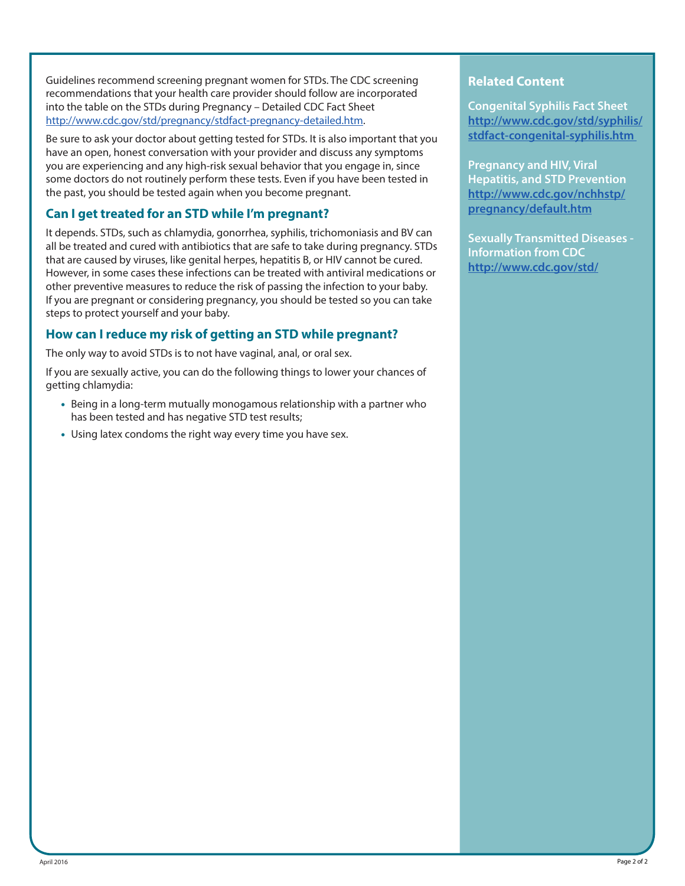Guidelines recommend screening pregnant women for STDs. The CDC screening recommendations that your health care provider should follow are incorporated into the table on the STDs during Pregnancy – Detailed CDC Fact Sheet http://www.cdc.gov/std/pregnancy/stdfact-pregnancy-detailed.htm.

Be sure to ask your doctor about getting tested for STDs. It is also important that you have an open, honest conversation with your provider and discuss any symptoms you are experiencing and any high-risk sexual behavior that you engage in, since some doctors do not routinely perform these tests. Even if you have been tested in the past, you should be tested again when you become pregnant.

## Can I get treated for an STD while I'm pregnant?

It depends. STDs, such as chlamydia, gonorrhea, syphilis, trichomoniasis and BV can all be treated and cured with antibiotics that are safe to take during pregnancy. STDs that are caused by viruses, like genital herpes, hepatitis B, or HIV cannot be cured. However, in some cases these infections can be treated with antiviral medications or other preventive measures to reduce the risk of passing the infection to your baby. If you are pregnant or considering pregnancy, you should be tested so you can take steps to protect yourself and your baby.

## How can I reduce my risk of getting an STD while pregnant?

The only way to avoid STDs is to not have vaginal, anal, or oral sex.

If you are sexually active, you can do the following things to lower your chances of getting chlamydia:

- Being in a long-term mutually monogamous relationship with a partner who has been tested and has negative STD test results;
- Using latex condoms the right way every time you have sex.

## Related Content

**Congenital Syphilis Fact Sheet**
**http://www.cdc.gov/std/syphilis/stdfact-congenital-syphilis.htm**

**Pregnancy and HIV, Viral Hepatitis, and STD Prevention**
**http://www.cdc.gov/nchhstp/pregnancy/default.htm**

**Sexually Transmitted Diseases - Information from CDC**
**http://www.cdc.gov/std/**

April 2016